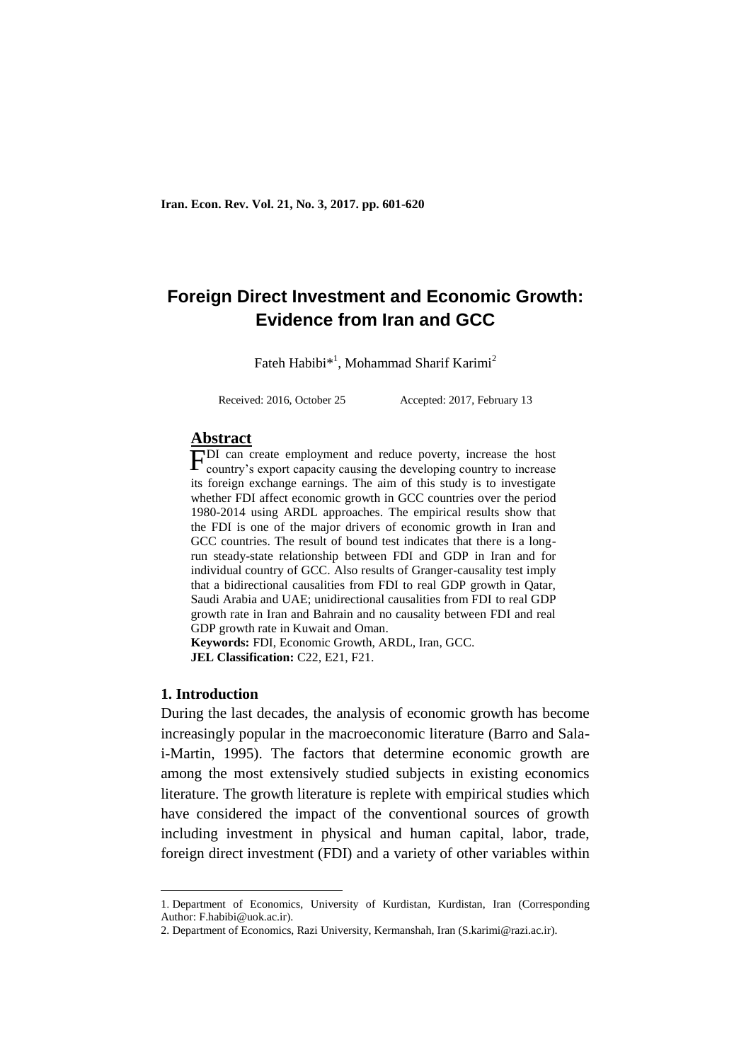# Foreign Direct Investment and Economic Growth: Evidence from Iran and GCC

Fateh Habibi*[1], Mohammad Sharif Karimi[2]

Received: 2016, October 25 Accepted: 2017, February 13

## Abstract

FDI can create employment and reduce poverty, increase the host country's export capacity causing the developing country to increase its foreign exchange earnings. The aim of this study is to investigate whether FDI affect economic growth in GCC countries over the period 1980-2014 using ARDL approaches. The empirical results show that the FDI is one of the major drivers of economic growth in Iran and GCC countries. The result of bound test indicates that there is a long-run steady-state relationship between FDI and GDP in Iran and for individual country of GCC. Also results of Granger-causality test imply that a bidirectional causalities from FDI to real GDP growth in Qatar, Saudi Arabia and UAE; unidirectional causalities from FDI to real GDP growth rate in Iran and Bahrain and no causality between FDI and real GDP growth rate in Kuwait and Oman.

**Keywords:** FDI, Economic Growth, ARDL, Iran, GCC.

**JEL Classification:** C22, E21, F21.

## 1. Introduction

During the last decades, the analysis of economic growth has become increasingly popular in the macroeconomic literature (Barro and Sala-i-Martin, 1995). The factors that determine economic growth are among the most extensively studied subjects in existing economics literature. The growth literature is replete with empirical studies which have considered the impact of the conventional sources of growth including investment in physical and human capital, labor, trade, foreign direct investment (FDI) and a variety of other variables within

---

1. Department of Economics, University of Kurdistan, Kurdistan, Iran (Corresponding Author: F.habibi@uok.ac.ir).
2. Department of Economics, Razi University, Kermanshah, Iran (S.karimi@razi.ac.ir).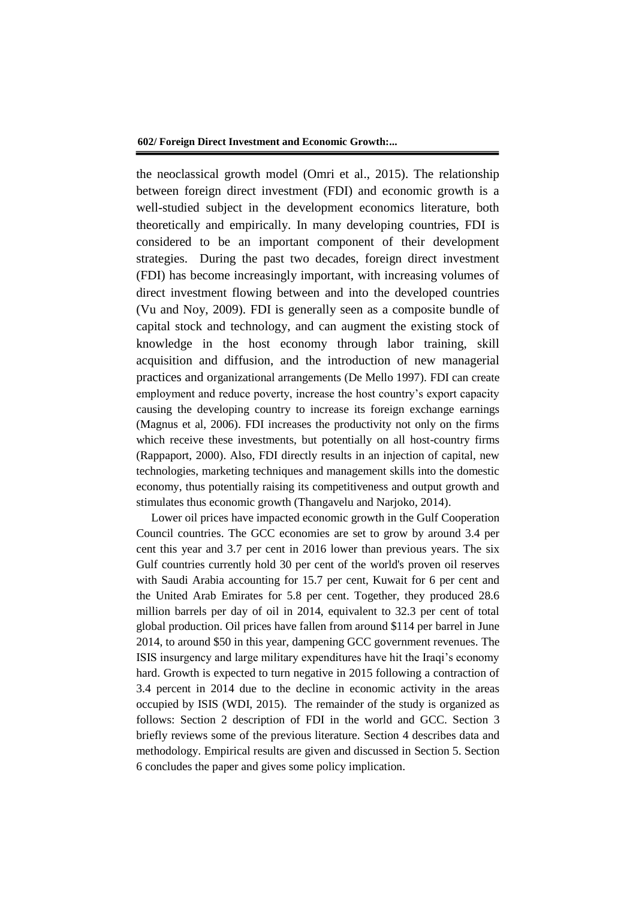the neoclassical growth model (Omri et al., 2015). The relationship between foreign direct investment (FDI) and economic growth is a well-studied subject in the development economics literature, both theoretically and empirically. In many developing countries, FDI is considered to be an important component of their development strategies. During the past two decades, foreign direct investment (FDI) has become increasingly important, with increasing volumes of direct investment flowing between and into the developed countries (Vu and Noy, 2009). FDI is generally seen as a composite bundle of capital stock and technology, and can augment the existing stock of knowledge in the host economy through labor training, skill acquisition and diffusion, and the introduction of new managerial practices and organizational arrangements (De Mello 1997). FDI can create employment and reduce poverty, increase the host country's export capacity causing the developing country to increase its foreign exchange earnings (Magnus et al, 2006). FDI increases the productivity not only on the firms which receive these investments, but potentially on all host-country firms (Rappaport, 2000). Also, FDI directly results in an injection of capital, new technologies, marketing techniques and management skills into the domestic economy, thus potentially raising its competitiveness and output growth and stimulates thus economic growth (Thangavelu and Narjoko, 2014).

Lower oil prices have impacted economic growth in the Gulf Cooperation Council countries. The GCC economies are set to grow by around 3.4 per cent this year and 3.7 per cent in 2016 lower than previous years. The six Gulf countries currently hold 30 per cent of the world's proven oil reserves with Saudi Arabia accounting for 15.7 per cent, Kuwait for 6 per cent and the United Arab Emirates for 5.8 per cent. Together, they produced 28.6 million barrels per day of oil in 2014, equivalent to 32.3 per cent of total global production. Oil prices have fallen from around $114 per barrel in June 2014, to around $50 in this year, dampening GCC government revenues. The ISIS insurgency and large military expenditures have hit the Iraqi's economy hard. Growth is expected to turn negative in 2015 following a contraction of 3.4 percent in 2014 due to the decline in economic activity in the areas occupied by ISIS (WDI, 2015). The remainder of the study is organized as follows: Section 2 description of FDI in the world and GCC. Section 3 briefly reviews some of the previous literature. Section 4 describes data and methodology. Empirical results are given and discussed in Section 5. Section 6 concludes the paper and gives some policy implication.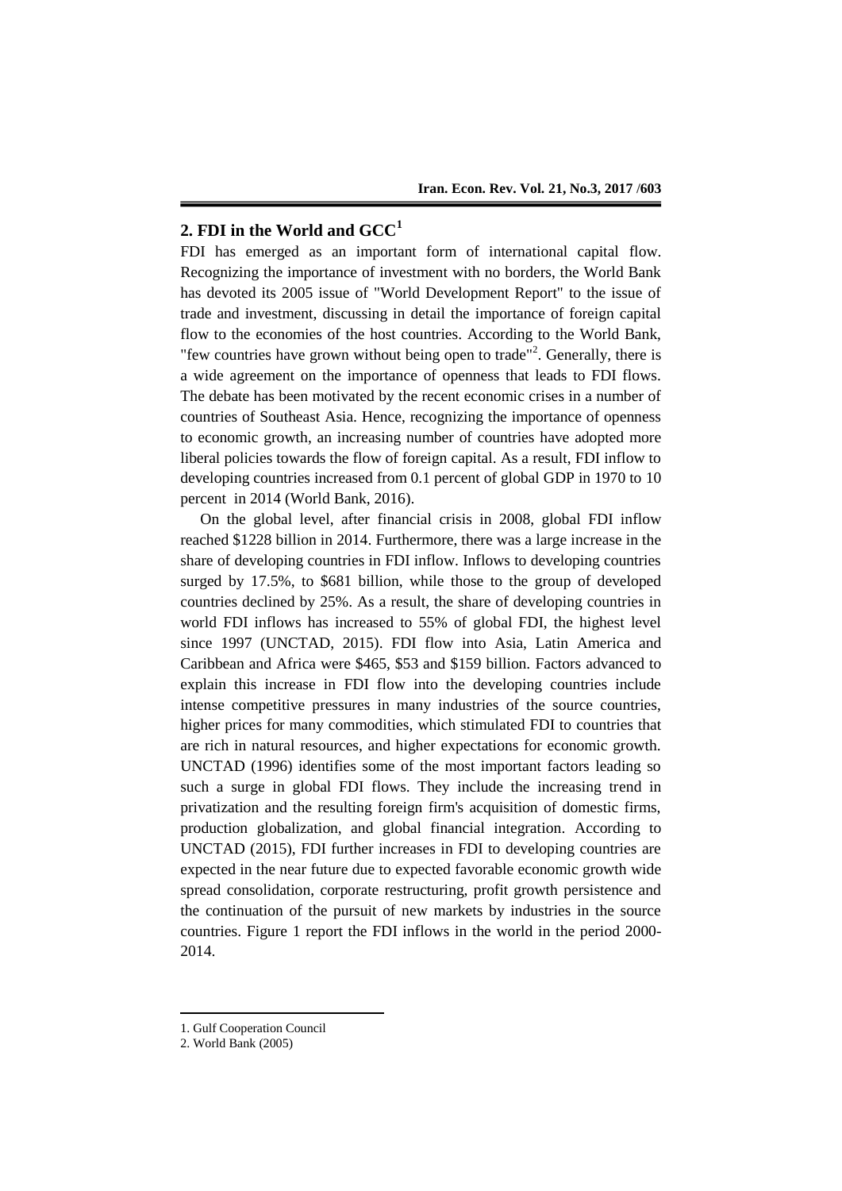## 2. FDI in the World and GCC[1]

FDI has emerged as an important form of international capital flow. Recognizing the importance of investment with no borders, the World Bank has devoted its 2005 issue of "World Development Report" to the issue of trade and investment, discussing in detail the importance of foreign capital flow to the economies of the host countries. According to the World Bank, "few countries have grown without being open to trade"[2]. Generally, there is a wide agreement on the importance of openness that leads to FDI flows. The debate has been motivated by the recent economic crises in a number of countries of Southeast Asia. Hence, recognizing the importance of openness to economic growth, an increasing number of countries have adopted more liberal policies towards the flow of foreign capital. As a result, FDI inflow to developing countries increased from 0.1 percent of global GDP in 1970 to 10 percent in 2014 (World Bank, 2016).

On the global level, after financial crisis in 2008, global FDI inflow reached $1228 billion in 2014. Furthermore, there was a large increase in the share of developing countries in FDI inflow. Inflows to developing countries surged by 17.5%, to $681 billion, while those to the group of developed countries declined by 25%. As a result, the share of developing countries in world FDI inflows has increased to 55% of global FDI, the highest level since 1997 (UNCTAD, 2015). FDI flow into Asia, Latin America and Caribbean and Africa were $465, $53 and $159 billion. Factors advanced to explain this increase in FDI flow into the developing countries include intense competitive pressures in many industries of the source countries, higher prices for many commodities, which stimulated FDI to countries that are rich in natural resources, and higher expectations for economic growth. UNCTAD (1996) identifies some of the most important factors leading so such a surge in global FDI flows. They include the increasing trend in privatization and the resulting foreign firm's acquisition of domestic firms, production globalization, and global financial integration. According to UNCTAD (2015), FDI further increases in FDI to developing countries are expected in the near future due to expected favorable economic growth wide spread consolidation, corporate restructuring, profit growth persistence and the continuation of the pursuit of new markets by industries in the source countries. Figure 1 report the FDI inflows in the world in the period 2000-2014.

1. Gulf Cooperation Council
2. World Bank (2005)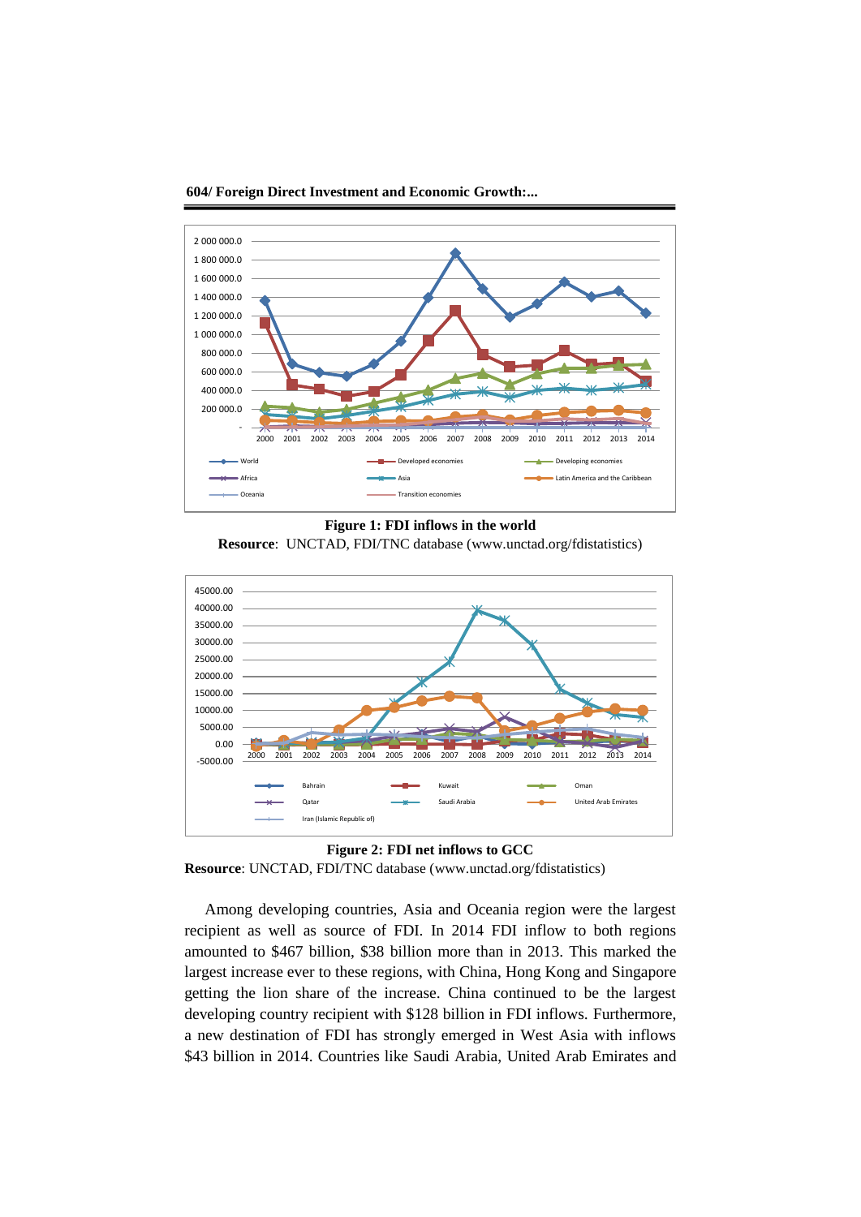**Figure 1: FDI inflows in the world**

**Resource**: UNCTAD, FDI/TNC database (www.unctad.org/fdistatistics)

**Figure 2: FDI net inflows to GCC**

**Resource**: UNCTAD, FDI/TNC database (www.unctad.org/fdistatistics)

Among developing countries, Asia and Oceania region were the largest recipient as well as source of FDI. In 2014 FDI inflow to both regions amounted to $467 billion, $38 billion more than in 2013. This marked the largest increase ever to these regions, with China, Hong Kong and Singapore getting the lion share of the increase. China continued to be the largest developing country recipient with $128 billion in FDI inflows. Furthermore, a new destination of FDI has strongly emerged in West Asia with inflows $43 billion in 2014. Countries like Saudi Arabia, United Arab Emirates and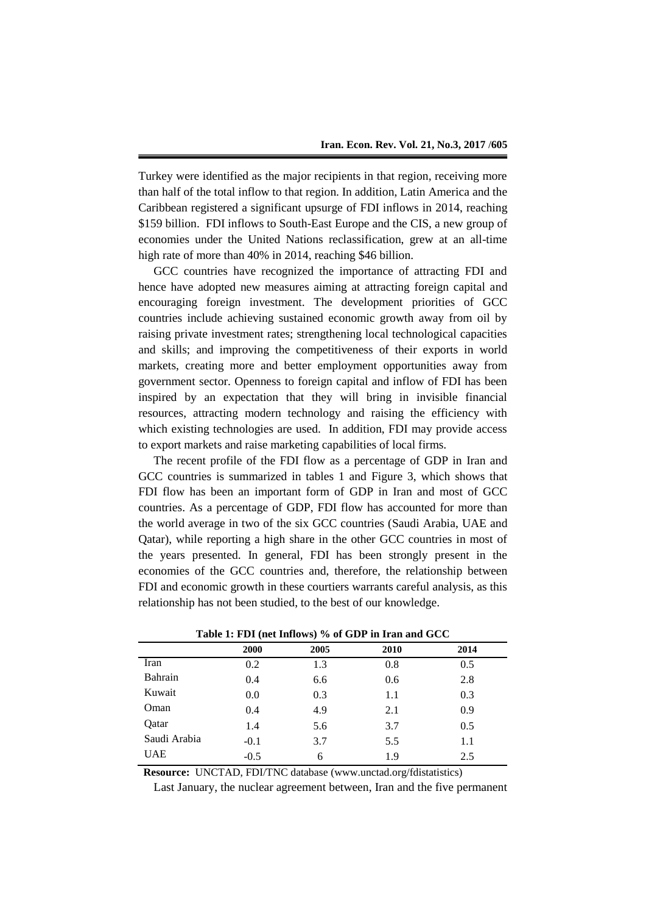Turkey were identified as the major recipients in that region, receiving more than half of the total inflow to that region. In addition, Latin America and the Caribbean registered a significant upsurge of FDI inflows in 2014, reaching \$159 billion. FDI inflows to South-East Europe and the CIS, a new group of economies under the United Nations reclassification, grew at an all-time high rate of more than 40% in 2014, reaching \$46 billion.

GCC countries have recognized the importance of attracting FDI and hence have adopted new measures aiming at attracting foreign capital and encouraging foreign investment. The development priorities of GCC countries include achieving sustained economic growth away from oil by raising private investment rates; strengthening local technological capacities and skills; and improving the competitiveness of their exports in world markets, creating more and better employment opportunities away from government sector. Openness to foreign capital and inflow of FDI has been inspired by an expectation that they will bring in invisible financial resources, attracting modern technology and raising the efficiency with which existing technologies are used. In addition, FDI may provide access to export markets and raise marketing capabilities of local firms.

The recent profile of the FDI flow as a percentage of GDP in Iran and GCC countries is summarized in tables 1 and Figure 3, which shows that FDI flow has been an important form of GDP in Iran and most of GCC countries. As a percentage of GDP, FDI flow has accounted for more than the world average in two of the six GCC countries (Saudi Arabia, UAE and Qatar), while reporting a high share in the other GCC countries in most of the years presented. In general, FDI has been strongly present in the economies of the GCC countries and, therefore, the relationship between FDI and economic growth in these courtiers warrants careful analysis, as this relationship has not been studied, to the best of our knowledge.

**Table 1: FDI (net Inflows) % of GDP in Iran and GCC**

| | 2000 | 2005 | 2010 | 2014 |
|---|---|---|---|---|
| Iran | 0.2 | 1.3 | 0.8 | 0.5 |
| Bahrain | 0.4 | 6.6 | 0.6 | 2.8 |
| Kuwait | 0.0 | 0.3 | 1.1 | 0.3 |
| Oman | 0.4 | 4.9 | 2.1 | 0.9 |
| Qatar | 1.4 | 5.6 | 3.7 | 0.5 |
| Saudi Arabia | -0.1 | 3.7 | 5.5 | 1.1 |
| UAE | -0.5 | 6 | 1.9 | 2.5 |

**Resource:** UNCTAD, FDI/TNC database (www.unctad.org/fdistatistics)

Last January, the nuclear agreement between, Iran and the five permanent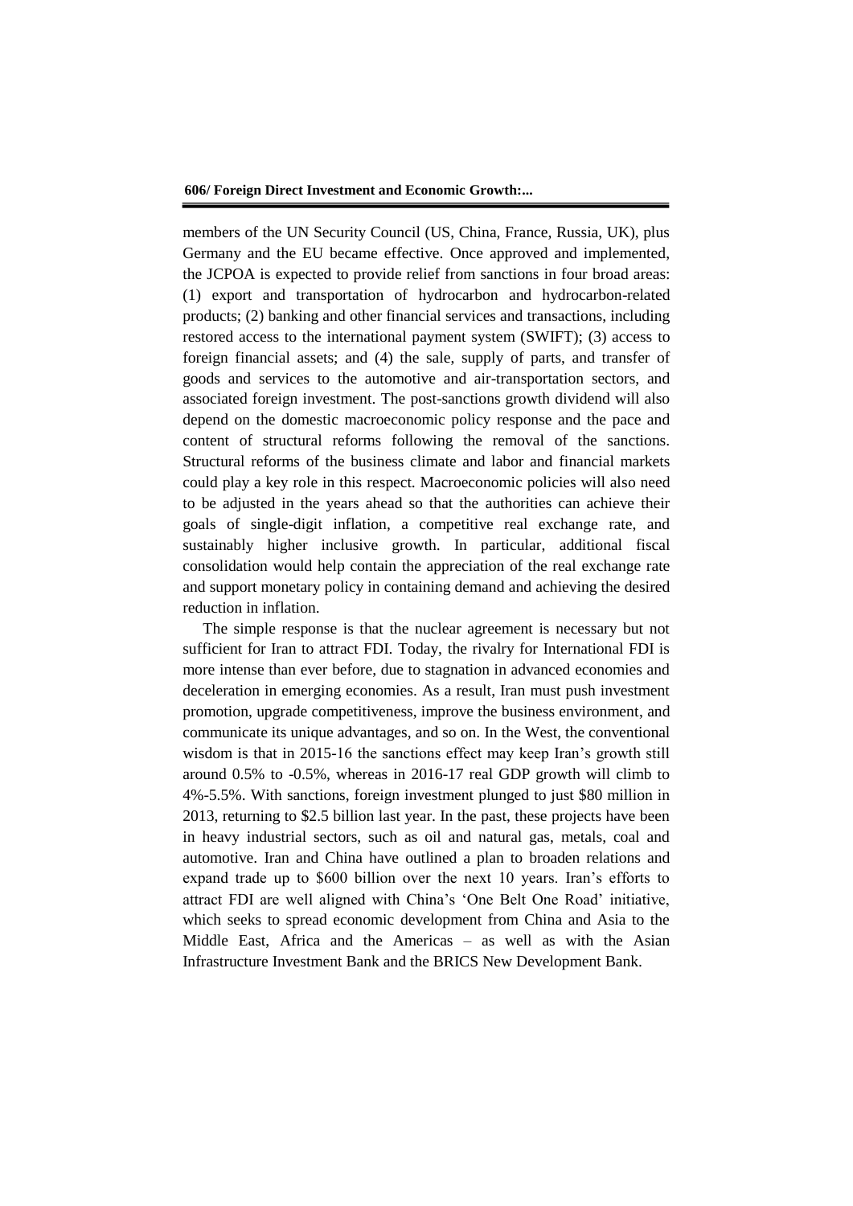members of the UN Security Council (US, China, France, Russia, UK), plus Germany and the EU became effective. Once approved and implemented, the JCPOA is expected to provide relief from sanctions in four broad areas: (1) export and transportation of hydrocarbon and hydrocarbon-related products; (2) banking and other financial services and transactions, including restored access to the international payment system (SWIFT); (3) access to foreign financial assets; and (4) the sale, supply of parts, and transfer of goods and services to the automotive and air-transportation sectors, and associated foreign investment. The post-sanctions growth dividend will also depend on the domestic macroeconomic policy response and the pace and content of structural reforms following the removal of the sanctions. Structural reforms of the business climate and labor and financial markets could play a key role in this respect. Macroeconomic policies will also need to be adjusted in the years ahead so that the authorities can achieve their goals of single-digit inflation, a competitive real exchange rate, and sustainably higher inclusive growth. In particular, additional fiscal consolidation would help contain the appreciation of the real exchange rate and support monetary policy in containing demand and achieving the desired reduction in inflation.

The simple response is that the nuclear agreement is necessary but not sufficient for Iran to attract FDI. Today, the rivalry for International FDI is more intense than ever before, due to stagnation in advanced economies and deceleration in emerging economies. As a result, Iran must push investment promotion, upgrade competitiveness, improve the business environment, and communicate its unique advantages, and so on. In the West, the conventional wisdom is that in 2015-16 the sanctions effect may keep Iran's growth still around 0.5% to -0.5%, whereas in 2016-17 real GDP growth will climb to 4%-5.5%. With sanctions, foreign investment plunged to just $80 million in 2013, returning to $2.5 billion last year. In the past, these projects have been in heavy industrial sectors, such as oil and natural gas, metals, coal and automotive. Iran and China have outlined a plan to broaden relations and expand trade up to $600 billion over the next 10 years. Iran's efforts to attract FDI are well aligned with China's 'One Belt One Road' initiative, which seeks to spread economic development from China and Asia to the Middle East, Africa and the Americas – as well as with the Asian Infrastructure Investment Bank and the BRICS New Development Bank.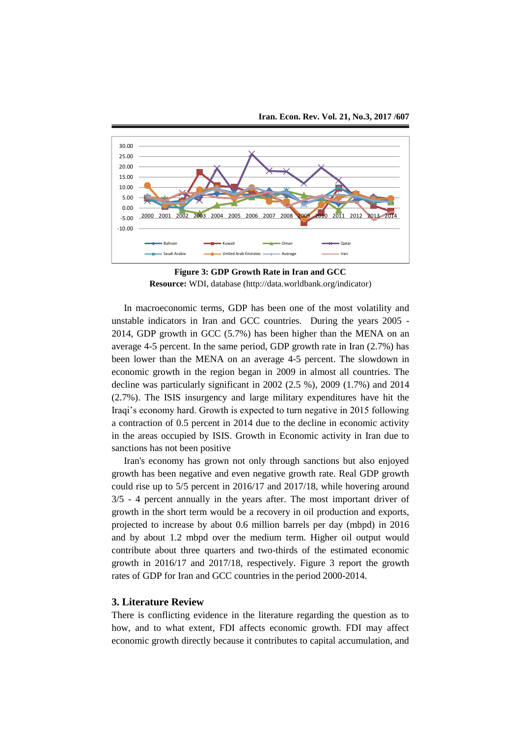Figure 3: GDP Growth Rate in Iran and GCC

**Resource:** WDI, database (http://data.worldbank.org/indicator)

In macroeconomic terms, GDP has been one of the most volatility and unstable indicators in Iran and GCC countries. During the years 2005 - 2014, GDP growth in GCC (5.7%) has been higher than the MENA on an average 4-5 percent. In the same period, GDP growth rate in Iran (2.7%) has been lower than the MENA on an average 4-5 percent. The slowdown in economic growth in the region began in 2009 in almost all countries. The decline was particularly significant in 2002 (2.5 %), 2009 (1.7%) and 2014 (2.7%). The ISIS insurgency and large military expenditures have hit the Iraqi's economy hard. Growth is expected to turn negative in 2015 following a contraction of 0.5 percent in 2014 due to the decline in economic activity in the areas occupied by ISIS. Growth in Economic activity in Iran due to sanctions has not been positive

Iran's economy has grown not only through sanctions but also enjoyed growth has been negative and even negative growth rate. Real GDP growth could rise up to 5/5 percent in 2016/17 and 2017/18, while hovering around 3/5 - 4 percent annually in the years after. The most important driver of growth in the short term would be a recovery in oil production and exports, projected to increase by about 0.6 million barrels per day (mbpd) in 2016 and by about 1.2 mbpd over the medium term. Higher oil output would contribute about three quarters and two-thirds of the estimated economic growth in 2016/17 and 2017/18, respectively. Figure 3 report the growth rates of GDP for Iran and GCC countries in the period 2000-2014.

## 3. Literature Review

There is conflicting evidence in the literature regarding the question as to how, and to what extent, FDI affects economic growth. FDI may affect economic growth directly because it contributes to capital accumulation, and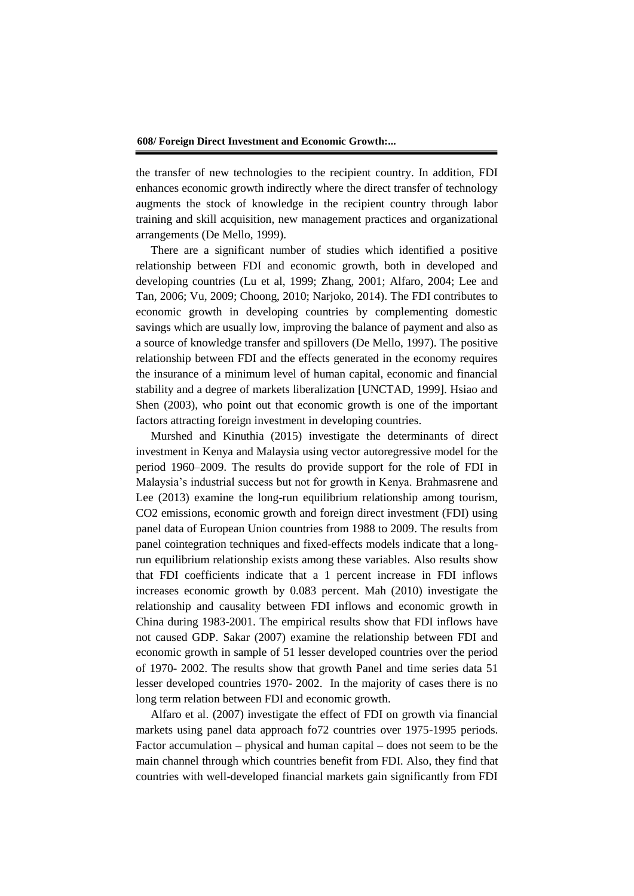the transfer of new technologies to the recipient country. In addition, FDI enhances economic growth indirectly where the direct transfer of technology augments the stock of knowledge in the recipient country through labor training and skill acquisition, new management practices and organizational arrangements (De Mello, 1999).

There are a significant number of studies which identified a positive relationship between FDI and economic growth, both in developed and developing countries (Lu et al, 1999; Zhang, 2001; Alfaro, 2004; Lee and Tan, 2006; Vu, 2009; Choong, 2010; Narjoko, 2014). The FDI contributes to economic growth in developing countries by complementing domestic savings which are usually low, improving the balance of payment and also as a source of knowledge transfer and spillovers (De Mello, 1997). The positive relationship between FDI and the effects generated in the economy requires the insurance of a minimum level of human capital, economic and financial stability and a degree of markets liberalization [UNCTAD, 1999]. Hsiao and Shen (2003), who point out that economic growth is one of the important factors attracting foreign investment in developing countries.

Murshed and Kinuthia (2015) investigate the determinants of direct investment in Kenya and Malaysia using vector autoregressive model for the period 1960–2009. The results do provide support for the role of FDI in Malaysia's industrial success but not for growth in Kenya. Brahmasrene and Lee (2013) examine the long-run equilibrium relationship among tourism, CO2 emissions, economic growth and foreign direct investment (FDI) using panel data of European Union countries from 1988 to 2009. The results from panel cointegration techniques and fixed-effects models indicate that a long-run equilibrium relationship exists among these variables. Also results show that FDI coefficients indicate that a 1 percent increase in FDI inflows increases economic growth by 0.083 percent. Mah (2010) investigate the relationship and causality between FDI inflows and economic growth in China during 1983-2001. The empirical results show that FDI inflows have not caused GDP. Sakar (2007) examine the relationship between FDI and economic growth in sample of 51 lesser developed countries over the period of 1970- 2002. The results show that growth Panel and time series data 51 lesser developed countries 1970- 2002. In the majority of cases there is no long term relation between FDI and economic growth.

Alfaro et al. (2007) investigate the effect of FDI on growth via financial markets using panel data approach fo72 countries over 1975-1995 periods. Factor accumulation – physical and human capital – does not seem to be the main channel through which countries benefit from FDI. Also, they find that countries with well-developed financial markets gain significantly from FDI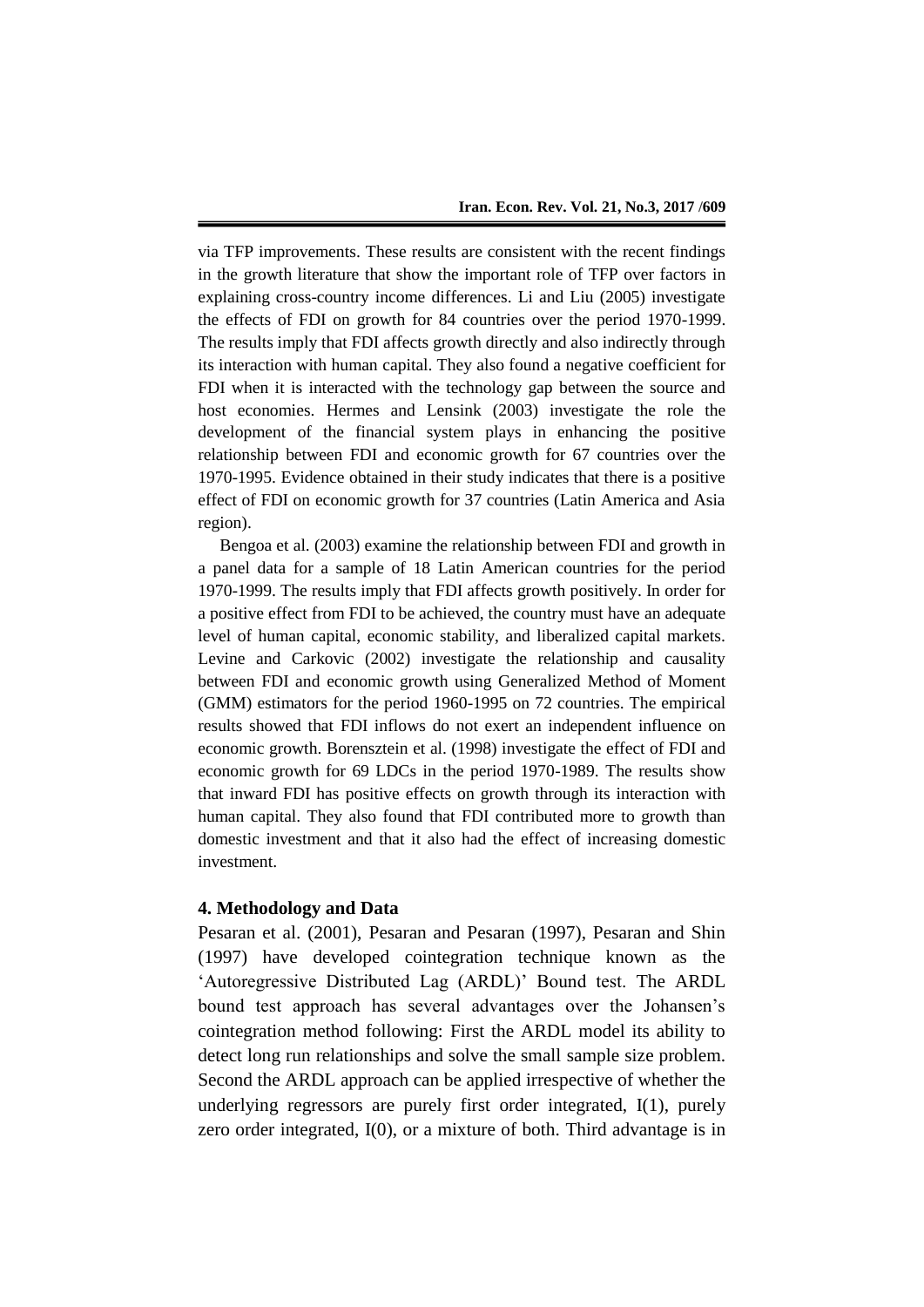via TFP improvements. These results are consistent with the recent findings in the growth literature that show the important role of TFP over factors in explaining cross-country income differences. Li and Liu (2005) investigate the effects of FDI on growth for 84 countries over the period 1970-1999. The results imply that FDI affects growth directly and also indirectly through its interaction with human capital. They also found a negative coefficient for FDI when it is interacted with the technology gap between the source and host economies. Hermes and Lensink (2003) investigate the role the development of the financial system plays in enhancing the positive relationship between FDI and economic growth for 67 countries over the 1970-1995. Evidence obtained in their study indicates that there is a positive effect of FDI on economic growth for 37 countries (Latin America and Asia region).

Bengoa et al. (2003) examine the relationship between FDI and growth in a panel data for a sample of 18 Latin American countries for the period 1970-1999. The results imply that FDI affects growth positively. In order for a positive effect from FDI to be achieved, the country must have an adequate level of human capital, economic stability, and liberalized capital markets. Levine and Carkovic (2002) investigate the relationship and causality between FDI and economic growth using Generalized Method of Moment (GMM) estimators for the period 1960-1995 on 72 countries. The empirical results showed that FDI inflows do not exert an independent influence on economic growth. Borensztein et al. (1998) investigate the effect of FDI and economic growth for 69 LDCs in the period 1970-1989. The results show that inward FDI has positive effects on growth through its interaction with human capital. They also found that FDI contributed more to growth than domestic investment and that it also had the effect of increasing domestic investment.

## 4. Methodology and Data

Pesaran et al. (2001), Pesaran and Pesaran (1997), Pesaran and Shin (1997) have developed cointegration technique known as the 'Autoregressive Distributed Lag (ARDL)' Bound test. The ARDL bound test approach has several advantages over the Johansen's cointegration method following: First the ARDL model its ability to detect long run relationships and solve the small sample size problem. Second the ARDL approach can be applied irrespective of whether the underlying regressors are purely first order integrated, I(1), purely zero order integrated, I(0), or a mixture of both. Third advantage is in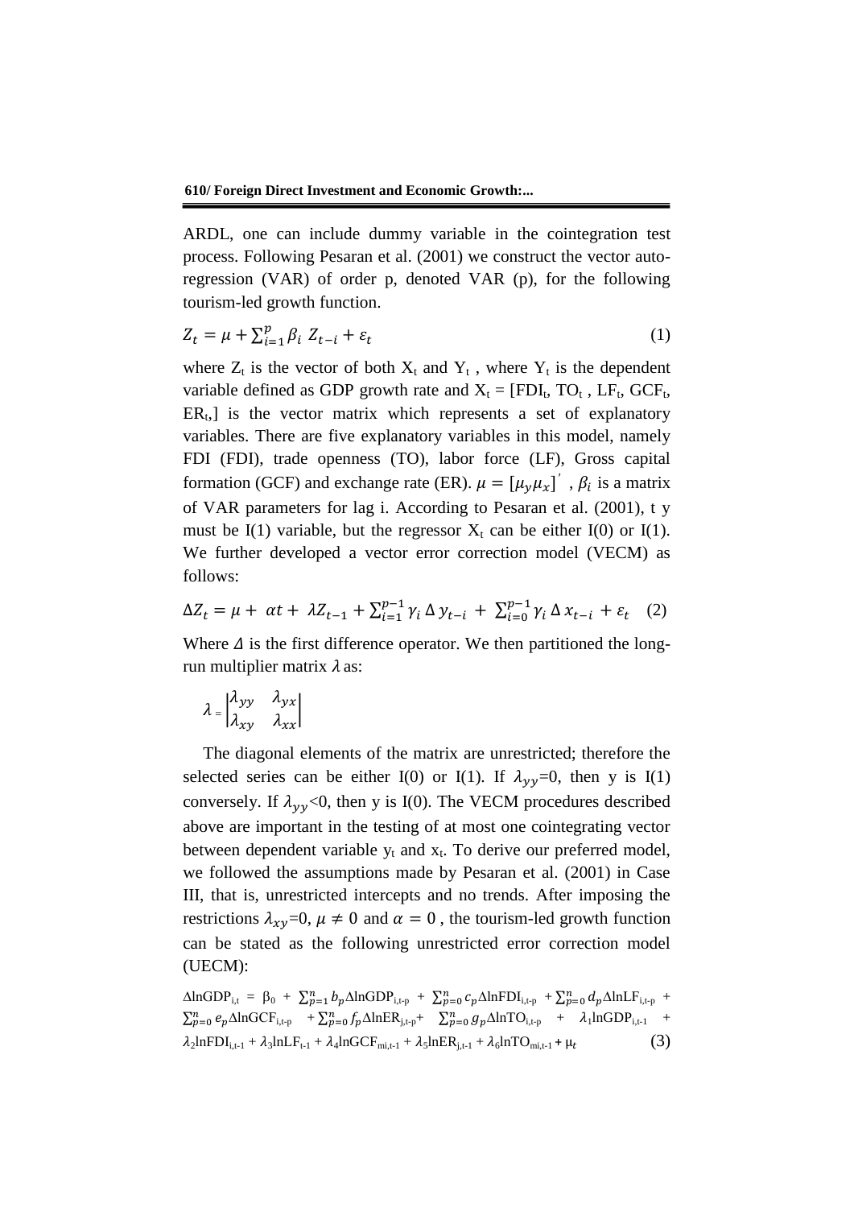ARDL, one can include dummy variable in the cointegration test process. Following Pesaran et al. (2001) we construct the vector auto-regression (VAR) of order p, denoted VAR (p), for the following tourism-led growth function.

$$Z_t = \mu + \sum_{i=1}^{p} \beta_i \, Z_{t-i} + \varepsilon_t \qquad (1)$$

where $Z_t$ is the vector of both $X_t$ and $Y_t$ , where $Y_t$ is the dependent variable defined as GDP growth rate and $X_t$ = [$FDI_t$, $TO_t$ , $LF_t$, $GCF_t$, $ER_t$,] is the vector matrix which represents a set of explanatory variables. There are five explanatory variables in this model, namely FDI (FDI), trade openness (TO), labor force (LF), Gross capital formation (GCF) and exchange rate (ER). $\mu = [\mu_y \mu_x]'$ , $\beta_i$ is a matrix of VAR parameters for lag i. According to Pesaran et al. (2001), t y must be I(1) variable, but the regressor $X_t$ can be either I(0) or I(1). We further developed a vector error correction model (VECM) as follows:

$$\Delta Z_t = \mu + \alpha t + \lambda Z_{t-1} + \sum_{i=1}^{p-1} \gamma_i \, \Delta \, y_{t-i} + \sum_{i=0}^{p-1} \gamma_i \, \Delta \, x_{t-i} + \varepsilon_t \quad (2)$$

Where $\Delta$ is the first difference operator. We then partitioned the long-run multiplier matrix $\lambda$ as:

$$\lambda = \begin{vmatrix} \lambda_{yy} & \lambda_{yx} \\ \lambda_{xy} & \lambda_{xx} \end{vmatrix}$$

The diagonal elements of the matrix are unrestricted; therefore the selected series can be either I(0) or I(1). If $\lambda_{yy}$=0, then y is I(1) conversely. If $\lambda_{yy}$<0, then y is I(0). The VECM procedures described above are important in the testing of at most one cointegrating vector between dependent variable $y_t$ and $x_t$. To derive our preferred model, we followed the assumptions made by Pesaran et al. (2001) in Case III, that is, unrestricted intercepts and no trends. After imposing the restrictions $\lambda_{xy}$=0, $\mu \neq 0$ and $\alpha = 0$ , the tourism-led growth function can be stated as the following unrestricted error correction model (UECM):

$$\Delta \ln GDP_{i,t} = \beta_0 + \sum_{p=1}^{n} b_p \Delta \ln GDP_{i,t-p} + \sum_{p=0}^{n} c_p \Delta \ln FDI_{i,t-p} + \sum_{p=0}^{n} d_p \Delta \ln LF_{i,t-p} + \sum_{p=0}^{n} e_p \Delta \ln GCF_{i,t-p} + \sum_{p=0}^{n} f_p \Delta \ln ER_{j,t-p} + \sum_{p=0}^{n} g_p \Delta \ln TO_{i,t-p} + \lambda_1 \ln GDP_{i,t-1} + \lambda_2 \ln FDI_{i,t-1} + \lambda_3 \ln LF_{t-1} + \lambda_4 \ln GCF_{mi,t-1} + \lambda_5 \ln ER_{j,t-1} + \lambda_6 \ln TO_{mi,t-1} + \mu_t \qquad (3)$$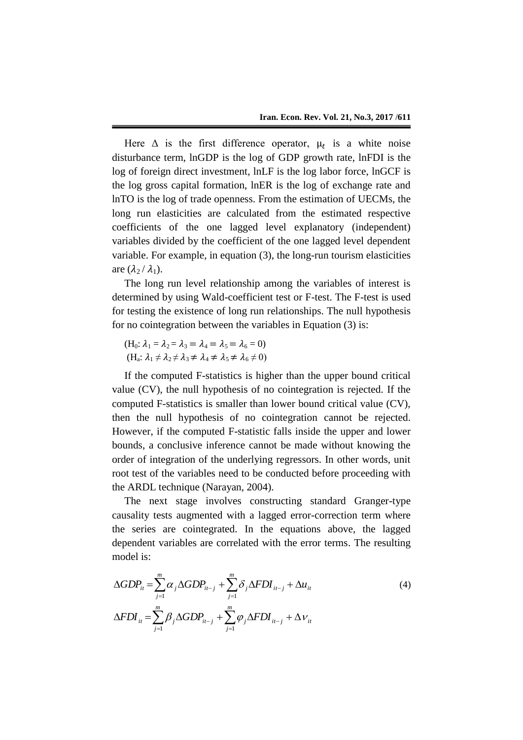Here $\Delta$ is the first difference operator, $\mu_t$ is a white noise disturbance term, lnGDP is the log of GDP growth rate, lnFDI is the log of foreign direct investment, lnLF is the log labor force, lnGCF is the log gross capital formation, lnER is the log of exchange rate and lnTO is the log of trade openness. From the estimation of UECMs, the long run elasticities are calculated from the estimated respective coefficients of the one lagged level explanatory (independent) variables divided by the coefficient of the one lagged level dependent variable. For example, in equation (3), the long-run tourism elasticities are $(\lambda_2 / \lambda_1)$.

The long run level relationship among the variables of interest is determined by using Wald-coefficient test or F-test. The F-test is used for testing the existence of long run relationships. The null hypothesis for no cointegration between the variables in Equation (3) is:

$(H_0: \lambda_1 = \lambda_2 = \lambda_3 = \lambda_4 = \lambda_5 = \lambda_6 = 0)$

$(H_a: \lambda_1 \neq \lambda_2 \neq \lambda_3 \neq \lambda_4 \neq \lambda_5 \neq \lambda_6 \neq 0)$

If the computed F-statistics is higher than the upper bound critical value (CV), the null hypothesis of no cointegration is rejected. If the computed F-statistics is smaller than lower bound critical value (CV), then the null hypothesis of no cointegration cannot be rejected. However, if the computed F-statistic falls inside the upper and lower bounds, a conclusive inference cannot be made without knowing the order of integration of the underlying regressors. In other words, unit root test of the variables need to be conducted before proceeding with the ARDL technique (Narayan, 2004).

The next stage involves constructing standard Granger-type causality tests augmented with a lagged error-correction term where the series are cointegrated. In the equations above, the lagged dependent variables are correlated with the error terms. The resulting model is:

$$\Delta GDP_{it} = \sum_{j=1}^{m} \alpha_j \Delta GDP_{it-j} + \sum_{j=1}^{m} \delta_j \Delta FDI_{it-j} + \Delta u_{it} \tag{4}$$

$$\Delta FDI_{it} = \sum_{j=1}^{m} \beta_j \Delta GDP_{it-j} + \sum_{j=1}^{m} \varphi_j \Delta FDI_{it-j} + \Delta \nu_{it}$$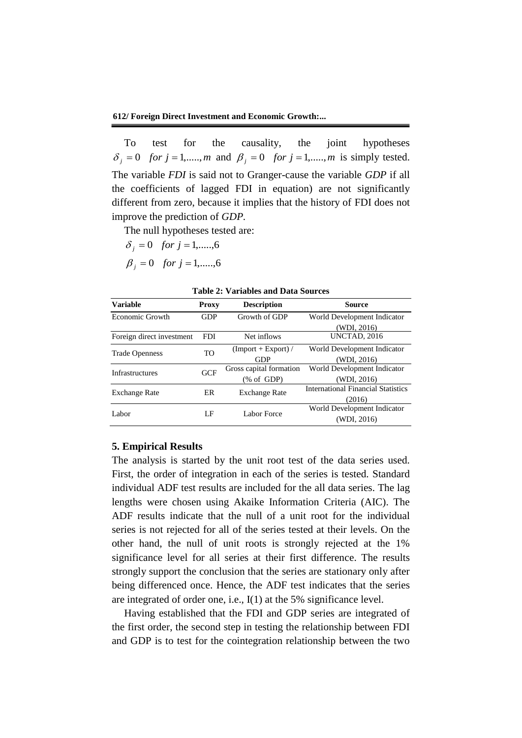To test for the causality, the joint hypotheses $\delta_j = 0 \quad for\ j = 1,....., m$ and $\beta_j = 0 \quad for\ j = 1,....., m$ is simply tested. The variable *FDI* is said not to Granger-cause the variable *GDP* if all the coefficients of lagged FDI in equation) are not significantly different from zero, because it implies that the history of FDI does not improve the prediction of *GDP*.

The null hypotheses tested are:

$\delta_j = 0 \quad for\ j = 1,.....,6$

$\beta_j = 0 \quad for\ j = 1,.....,6$

**Table 2: Variables and Data Sources**

| Variable | Proxy | Description | Source |
|---|---|---|---|
| Economic Growth | GDP | Growth of GDP | World Development Indicator (WDI, 2016) |
| Foreign direct investment | FDI | Net inflows | UNCTAD, 2016 |
| Trade Openness | TO | (Import + Export) / GDP | World Development Indicator (WDI, 2016) |
| Infrastructures | GCF | Gross capital formation (% of GDP) | World Development Indicator (WDI, 2016) |
| Exchange Rate | ER | Exchange Rate | International Financial Statistics (2016) |
| Labor | LF | Labor Force | World Development Indicator (WDI, 2016) |

## 5. Empirical Results

The analysis is started by the unit root test of the data series used. First, the order of integration in each of the series is tested. Standard individual ADF test results are included for the all data series. The lag lengths were chosen using Akaike Information Criteria (AIC). The ADF results indicate that the null of a unit root for the individual series is not rejected for all of the series tested at their levels. On the other hand, the null of unit roots is strongly rejected at the 1% significance level for all series at their first difference. The results strongly support the conclusion that the series are stationary only after being differenced once. Hence, the ADF test indicates that the series are integrated of order one, i.e., I(1) at the 5% significance level.

Having established that the FDI and GDP series are integrated of the first order, the second step in testing the relationship between FDI and GDP is to test for the cointegration relationship between the two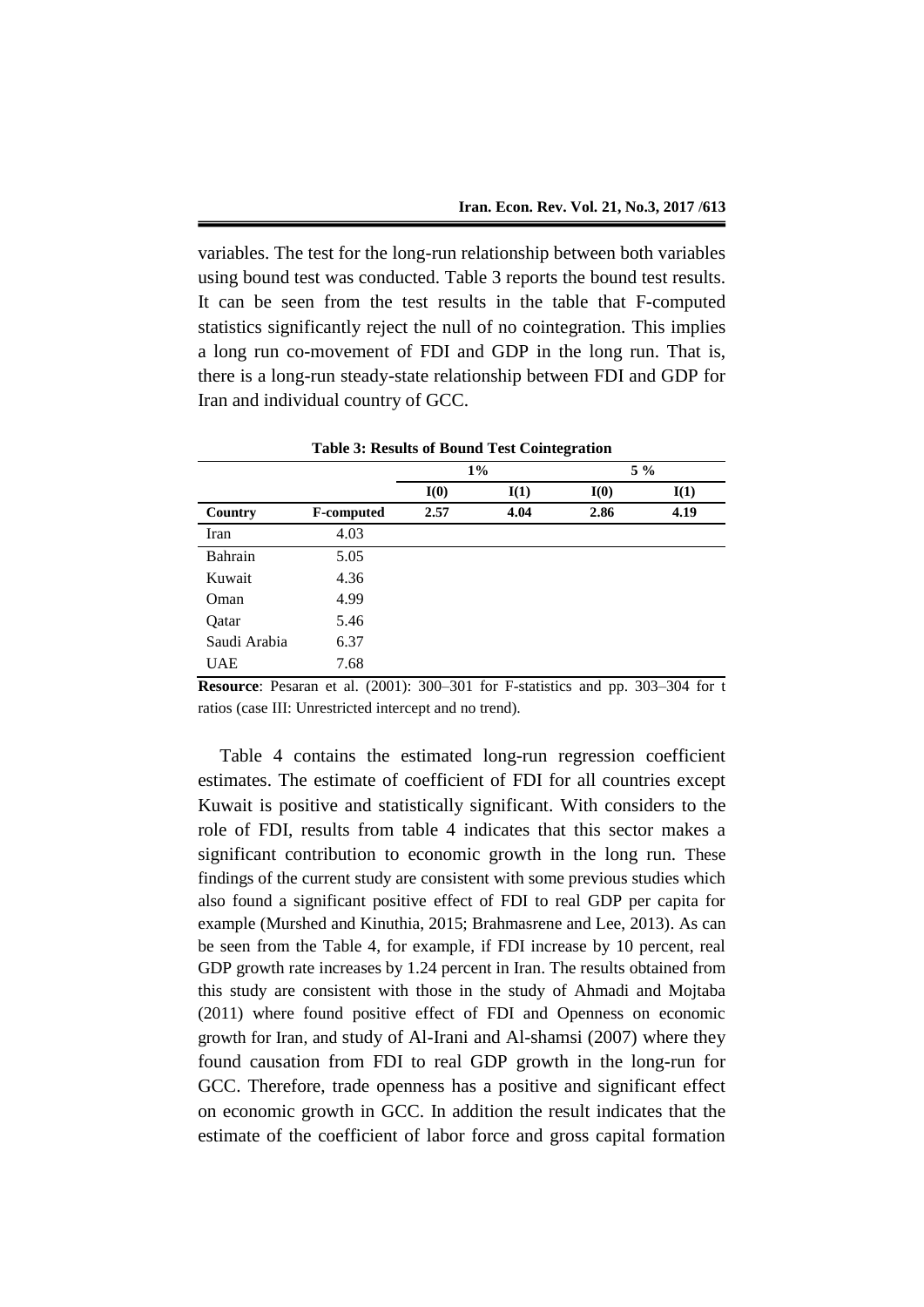variables. The test for the long-run relationship between both variables using bound test was conducted. Table 3 reports the bound test results. It can be seen from the test results in the table that F-computed statistics significantly reject the null of no cointegration. This implies a long run co-movement of FDI and GDP in the long run. That is, there is a long-run steady-state relationship between FDI and GDP for Iran and individual country of GCC.

**Table 3: Results of Bound Test Cointegration**

| | | 1% | | 5 % | |
|---|---|---|---|---|---|
| | | **I(0)** | **I(1)** | **I(0)** | **I(1)** |
| **Country** | **F-computed** | **2.57** | **4.04** | **2.86** | **4.19** |
| Iran | 4.03 | | | | |
| Bahrain | 5.05 | | | | |
| Kuwait | 4.36 | | | | |
| Oman | 4.99 | | | | |
| Qatar | 5.46 | | | | |
| Saudi Arabia | 6.37 | | | | |
| UAE | 7.68 | | | | |

**Resource**: Pesaran et al. (2001): 300–301 for F-statistics and pp. 303–304 for t ratios (case III: Unrestricted intercept and no trend).

Table 4 contains the estimated long-run regression coefficient estimates. The estimate of coefficient of FDI for all countries except Kuwait is positive and statistically significant. With considers to the role of FDI, results from table 4 indicates that this sector makes a significant contribution to economic growth in the long run. These findings of the current study are consistent with some previous studies which also found a significant positive effect of FDI to real GDP per capita for example (Murshed and Kinuthia, 2015; Brahmasrene and Lee, 2013). As can be seen from the Table 4, for example, if FDI increase by 10 percent, real GDP growth rate increases by 1.24 percent in Iran. The results obtained from this study are consistent with those in the study of Ahmadi and Mojtaba (2011) where found positive effect of FDI and Openness on economic growth for Iran, and study of Al-Irani and Al-shamsi (2007) where they found causation from FDI to real GDP growth in the long-run for GCC. Therefore, trade openness has a positive and significant effect on economic growth in GCC. In addition the result indicates that the estimate of the coefficient of labor force and gross capital formation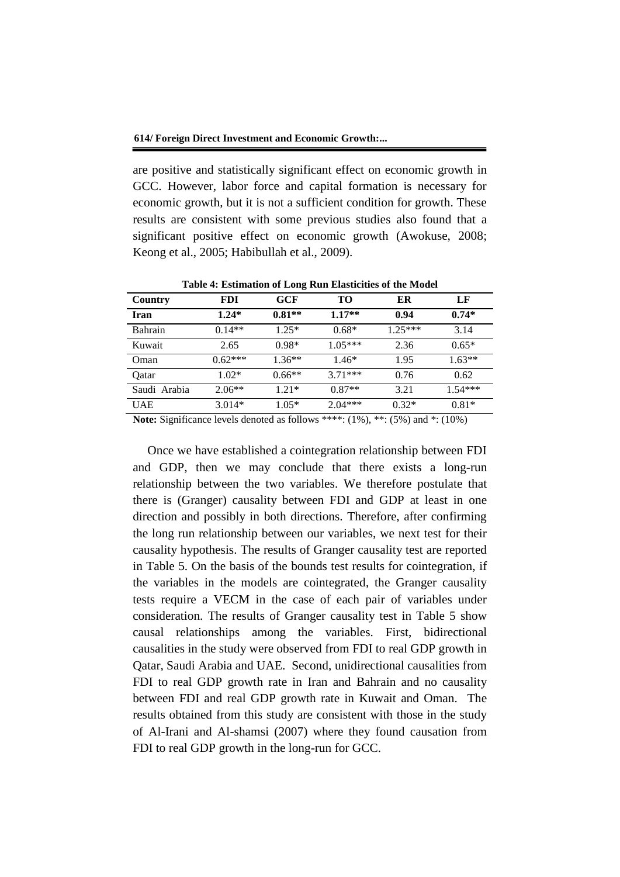are positive and statistically significant effect on economic growth in GCC. However, labor force and capital formation is necessary for economic growth, but it is not a sufficient condition for growth. These results are consistent with some previous studies also found that a significant positive effect on economic growth (Awokuse, 2008; Keong et al., 2005; Habibullah et al., 2009).

**Table 4: Estimation of Long Run Elasticities of the Model**

| Country | FDI | GCF | TO | ER | LF |
|---|---|---|---|---|---|
| **Iran** | **1.24*** | **0.81**** | **1.17**** | **0.94** | **0.74*** |
| Bahrain | 0.14** | 1.25* | 0.68* | 1.25*** | 3.14 |
| Kuwait | 2.65 | 0.98* | 1.05*** | 2.36 | 0.65* |
| Oman | 0.62*** | 1.36** | 1.46* | 1.95 | 1.63** |
| Qatar | 1.02* | 0.66** | 3.71*** | 0.76 | 0.62 |
| Saudi Arabia | 2.06** | 1.21* | 0.87** | 3.21 | 1.54*** |
| UAE | 3.014* | 1.05* | 2.04*** | 0.32* | 0.81* |

**Note:** Significance levels denoted as follows ****: (1%), **: (5%) and *: (10%)

Once we have established a cointegration relationship between FDI and GDP, then we may conclude that there exists a long-run relationship between the two variables. We therefore postulate that there is (Granger) causality between FDI and GDP at least in one direction and possibly in both directions. Therefore, after confirming the long run relationship between our variables, we next test for their causality hypothesis. The results of Granger causality test are reported in Table 5. On the basis of the bounds test results for cointegration, if the variables in the models are cointegrated, the Granger causality tests require a VECM in the case of each pair of variables under consideration. The results of Granger causality test in Table 5 show causal relationships among the variables. First, bidirectional causalities in the study were observed from FDI to real GDP growth in Qatar, Saudi Arabia and UAE. Second, unidirectional causalities from FDI to real GDP growth rate in Iran and Bahrain and no causality between FDI and real GDP growth rate in Kuwait and Oman. The results obtained from this study are consistent with those in the study of Al-Irani and Al-shamsi (2007) where they found causation from FDI to real GDP growth in the long-run for GCC.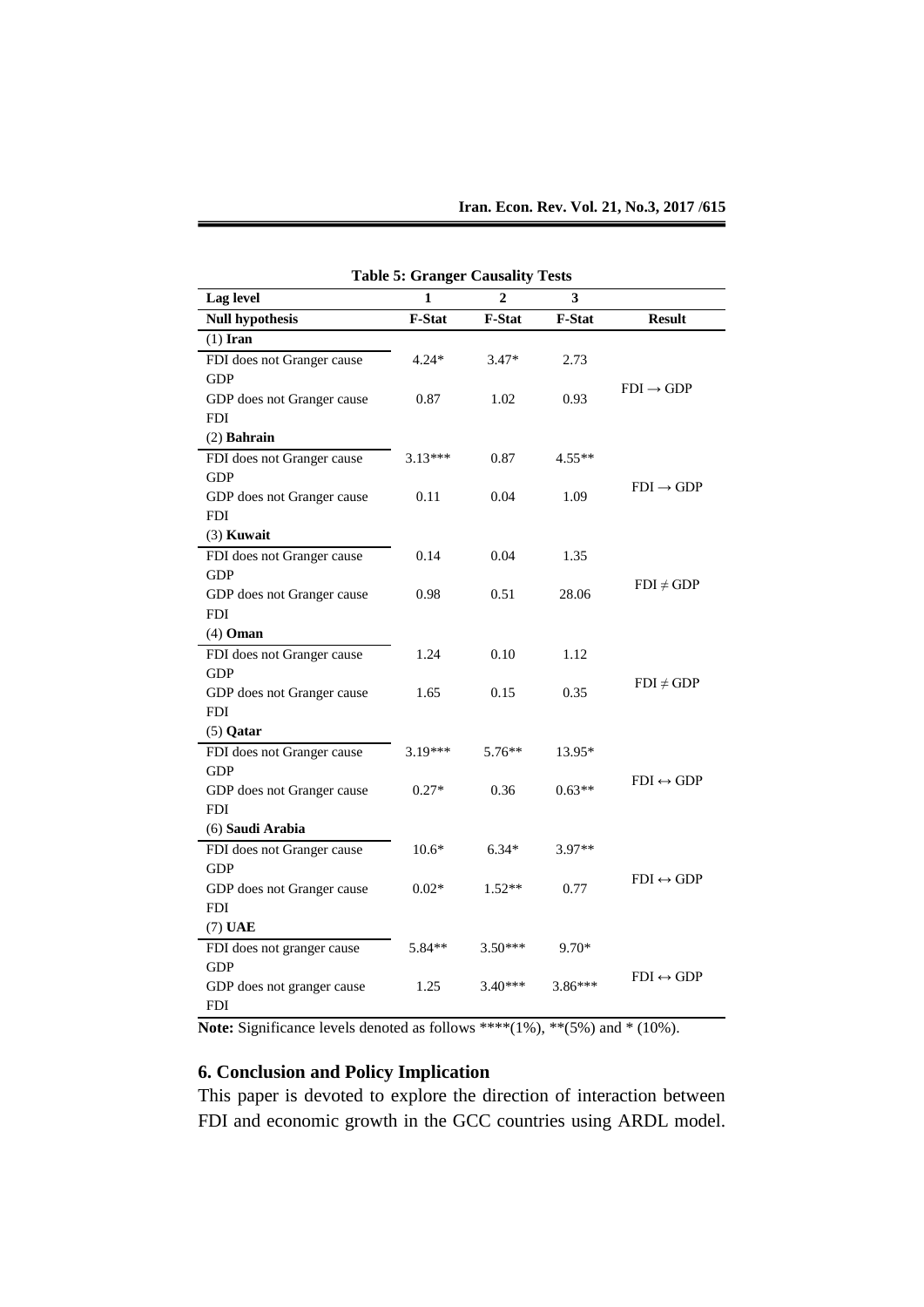**Table 5: Granger Causality Tests**

| Lag level | 1 | 2 | 3 | |
|---|---|---|---|---|
| **Null hypothesis** | **F-Stat** | **F-Stat** | **F-Stat** | **Result** |
| (1) **Iran** | | | | |
| FDI does not Granger cause GDP | 4.24* | 3.47* | 2.73 | FDI → GDP |
| GDP does not Granger cause FDI | 0.87 | 1.02 | 0.93 | |
| (2) **Bahrain** | | | | |
| FDI does not Granger cause GDP | 3.13*** | 0.87 | 4.55** | FDI → GDP |
| GDP does not Granger cause FDI | 0.11 | 0.04 | 1.09 | |
| (3) **Kuwait** | | | | |
| FDI does not Granger cause GDP | 0.14 | 0.04 | 1.35 | FDI ≠ GDP |
| GDP does not Granger cause FDI | 0.98 | 0.51 | 28.06 | |
| (4) **Oman** | | | | |
| FDI does not Granger cause GDP | 1.24 | 0.10 | 1.12 | FDI ≠ GDP |
| GDP does not Granger cause FDI | 1.65 | 0.15 | 0.35 | |
| (5) **Qatar** | | | | |
| FDI does not Granger cause GDP | 3.19*** | 5.76** | 13.95* | FDI ↔ GDP |
| GDP does not Granger cause FDI | 0.27* | 0.36 | 0.63** | |
| (6) **Saudi Arabia** | | | | |
| FDI does not Granger cause GDP | 10.6* | 6.34* | 3.97** | FDI ↔ GDP |
| GDP does not Granger cause FDI | 0.02* | 1.52** | 0.77 | |
| (7) **UAE** | | | | |
| FDI does not granger cause GDP | 5.84** | 3.50*** | 9.70* | FDI ↔ GDP |
| GDP does not granger cause FDI | 1.25 | 3.40*** | 3.86*** | |

**Note:** Significance levels denoted as follows ****(1%), **(5%) and * (10%).

## 6. Conclusion and Policy Implication

This paper is devoted to explore the direction of interaction between FDI and economic growth in the GCC countries using ARDL model.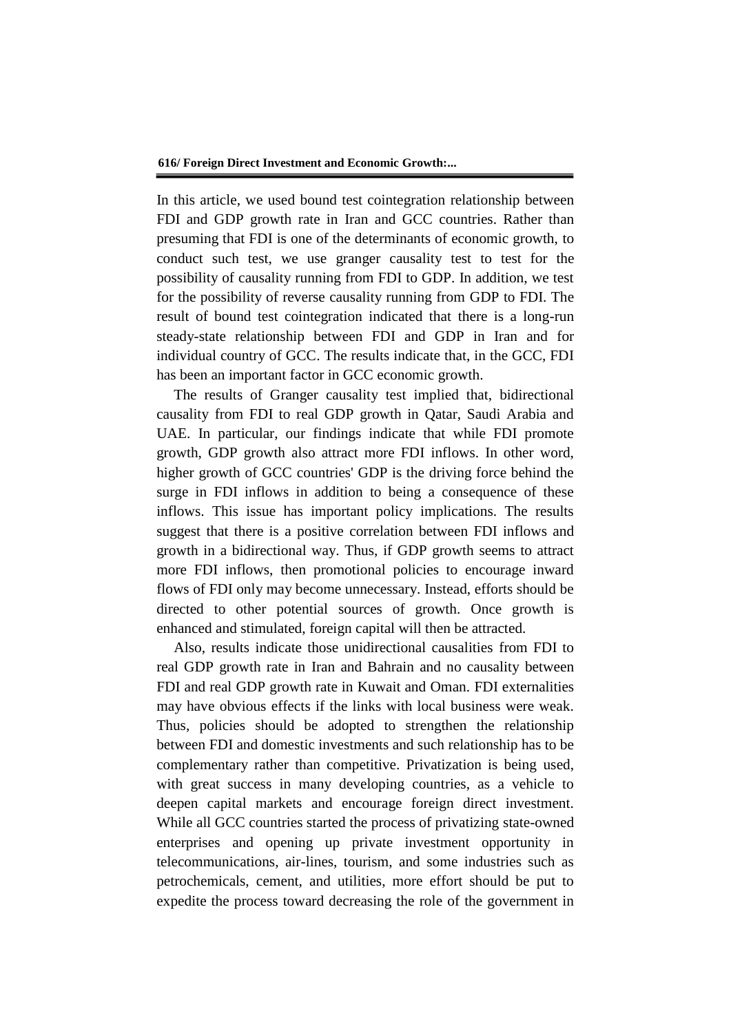In this article, we used bound test cointegration relationship between FDI and GDP growth rate in Iran and GCC countries. Rather than presuming that FDI is one of the determinants of economic growth, to conduct such test, we use granger causality test to test for the possibility of causality running from FDI to GDP. In addition, we test for the possibility of reverse causality running from GDP to FDI. The result of bound test cointegration indicated that there is a long-run steady-state relationship between FDI and GDP in Iran and for individual country of GCC. The results indicate that, in the GCC, FDI has been an important factor in GCC economic growth.

The results of Granger causality test implied that, bidirectional causality from FDI to real GDP growth in Qatar, Saudi Arabia and UAE. In particular, our findings indicate that while FDI promote growth, GDP growth also attract more FDI inflows. In other word, higher growth of GCC countries' GDP is the driving force behind the surge in FDI inflows in addition to being a consequence of these inflows. This issue has important policy implications. The results suggest that there is a positive correlation between FDI inflows and growth in a bidirectional way. Thus, if GDP growth seems to attract more FDI inflows, then promotional policies to encourage inward flows of FDI only may become unnecessary. Instead, efforts should be directed to other potential sources of growth. Once growth is enhanced and stimulated, foreign capital will then be attracted.

Also, results indicate those unidirectional causalities from FDI to real GDP growth rate in Iran and Bahrain and no causality between FDI and real GDP growth rate in Kuwait and Oman. FDI externalities may have obvious effects if the links with local business were weak. Thus, policies should be adopted to strengthen the relationship between FDI and domestic investments and such relationship has to be complementary rather than competitive. Privatization is being used, with great success in many developing countries, as a vehicle to deepen capital markets and encourage foreign direct investment. While all GCC countries started the process of privatizing state-owned enterprises and opening up private investment opportunity in telecommunications, air-lines, tourism, and some industries such as petrochemicals, cement, and utilities, more effort should be put to expedite the process toward decreasing the role of the government in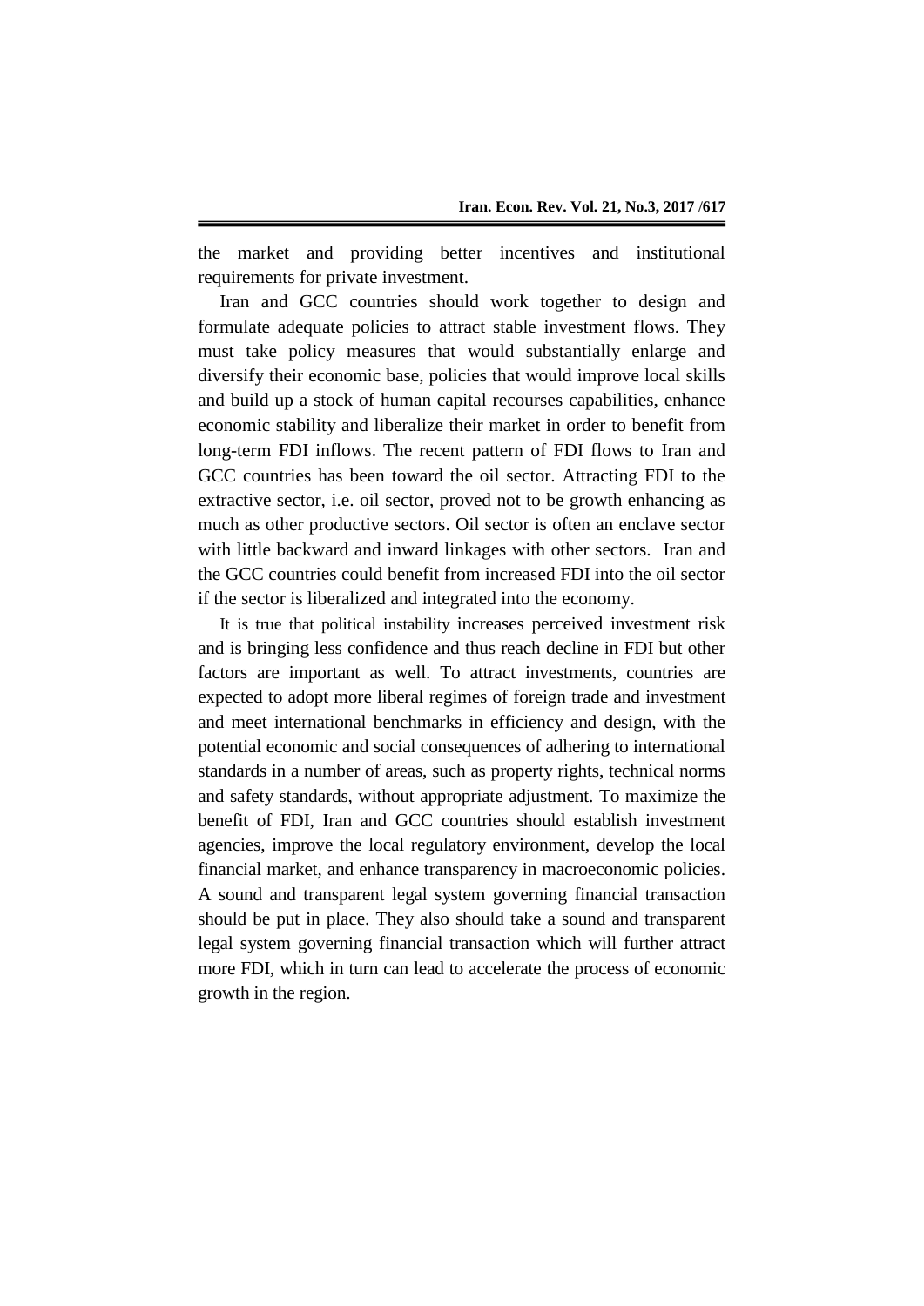the market and providing better incentives and institutional requirements for private investment.

Iran and GCC countries should work together to design and formulate adequate policies to attract stable investment flows. They must take policy measures that would substantially enlarge and diversify their economic base, policies that would improve local skills and build up a stock of human capital recourses capabilities, enhance economic stability and liberalize their market in order to benefit from long-term FDI inflows. The recent pattern of FDI flows to Iran and GCC countries has been toward the oil sector. Attracting FDI to the extractive sector, i.e. oil sector, proved not to be growth enhancing as much as other productive sectors. Oil sector is often an enclave sector with little backward and inward linkages with other sectors. Iran and the GCC countries could benefit from increased FDI into the oil sector if the sector is liberalized and integrated into the economy.

It is true that political instability increases perceived investment risk and is bringing less confidence and thus reach decline in FDI but other factors are important as well. To attract investments, countries are expected to adopt more liberal regimes of foreign trade and investment and meet international benchmarks in efficiency and design, with the potential economic and social consequences of adhering to international standards in a number of areas, such as property rights, technical norms and safety standards, without appropriate adjustment. To maximize the benefit of FDI, Iran and GCC countries should establish investment agencies, improve the local regulatory environment, develop the local financial market, and enhance transparency in macroeconomic policies. A sound and transparent legal system governing financial transaction should be put in place. They also should take a sound and transparent legal system governing financial transaction which will further attract more FDI, which in turn can lead to accelerate the process of economic growth in the region.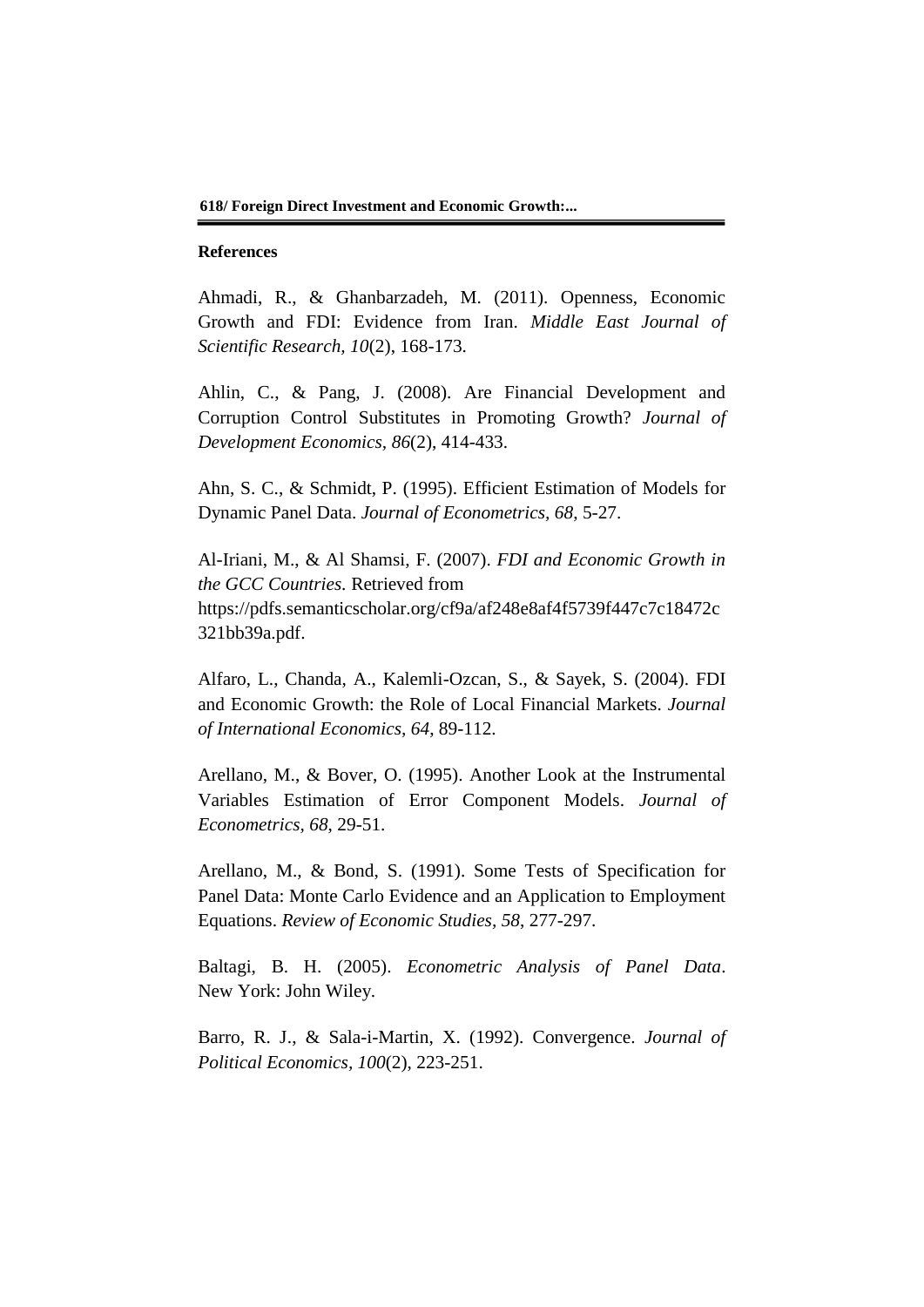**References**

Ahmadi, R., & Ghanbarzadeh, M. (2011). Openness, Economic Growth and FDI: Evidence from Iran. *Middle East Journal of Scientific Research, 10*(2), 168-173.

Ahlin, C., & Pang, J. (2008). Are Financial Development and Corruption Control Substitutes in Promoting Growth? *Journal of Development Economics, 86*(2), 414-433.

Ahn, S. C., & Schmidt, P. (1995). Efficient Estimation of Models for Dynamic Panel Data. *Journal of Econometrics, 68*, 5-27.

Al-Iriani, M., & Al Shamsi, F. (2007). *FDI and Economic Growth in the GCC Countries.* Retrieved from https://pdfs.semanticscholar.org/cf9a/af248e8af4f5739f447c7c18472c321bb39a.pdf.

Alfaro, L., Chanda, A., Kalemli-Ozcan, S., & Sayek, S. (2004). FDI and Economic Growth: the Role of Local Financial Markets. *Journal of International Economics, 64*, 89-112.

Arellano, M., & Bover, O. (1995). Another Look at the Instrumental Variables Estimation of Error Component Models. *Journal of Econometrics, 68*, 29-51.

Arellano, M., & Bond, S. (1991). Some Tests of Specification for Panel Data: Monte Carlo Evidence and an Application to Employment Equations. *Review of Economic Studies, 58*, 277-297.

Baltagi, B. H. (2005). *Econometric Analysis of Panel Data*. New York: John Wiley.

Barro, R. J., & Sala-i-Martin, X. (1992). Convergence. *Journal of Political Economics, 100*(2), 223-251.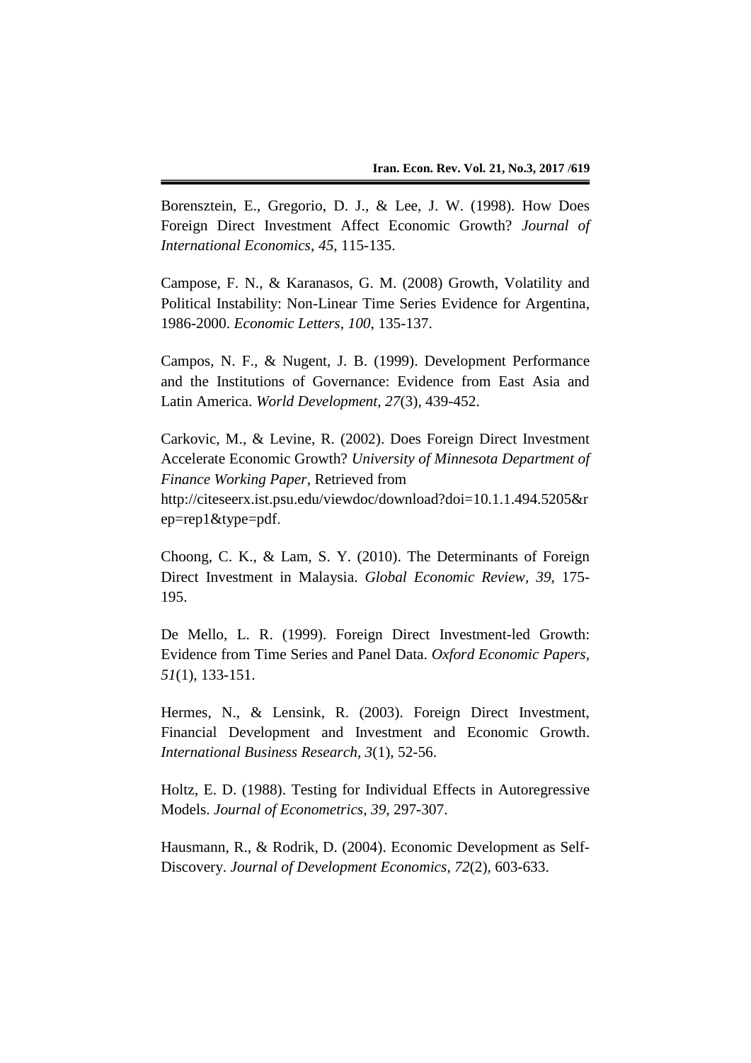Borensztein, E., Gregorio, D. J., & Lee, J. W. (1998). How Does Foreign Direct Investment Affect Economic Growth? *Journal of International Economics*, *45*, 115-135.

Campose, F. N., & Karanasos, G. M. (2008) Growth, Volatility and Political Instability: Non-Linear Time Series Evidence for Argentina, 1986-2000. *Economic Letters, 100*, 135-137.

Campos, N. F., & Nugent, J. B. (1999). Development Performance and the Institutions of Governance: Evidence from East Asia and Latin America. *World Development, 27*(3), 439-452.

Carkovic, M., & Levine, R. (2002). Does Foreign Direct Investment Accelerate Economic Growth? *University of Minnesota Department of Finance Working Paper*, Retrieved from http://citeseerx.ist.psu.edu/viewdoc/download?doi=10.1.1.494.5205&rep=rep1&type=pdf.

Choong, C. K., & Lam, S. Y. (2010). The Determinants of Foreign Direct Investment in Malaysia. *Global Economic Review, 39*, 175-195.

De Mello, L. R. (1999). Foreign Direct Investment-led Growth: Evidence from Time Series and Panel Data. *Oxford Economic Papers, 51*(1), 133-151.

Hermes, N., & Lensink, R. (2003). Foreign Direct Investment, Financial Development and Investment and Economic Growth. *International Business Research, 3*(1), 52-56.

Holtz, E. D. (1988). Testing for Individual Effects in Autoregressive Models. *Journal of Econometrics, 39*, 297-307.

Hausmann, R., & Rodrik, D. (2004). Economic Development as Self-Discovery. *Journal of Development Economics*, *72*(2), 603-633.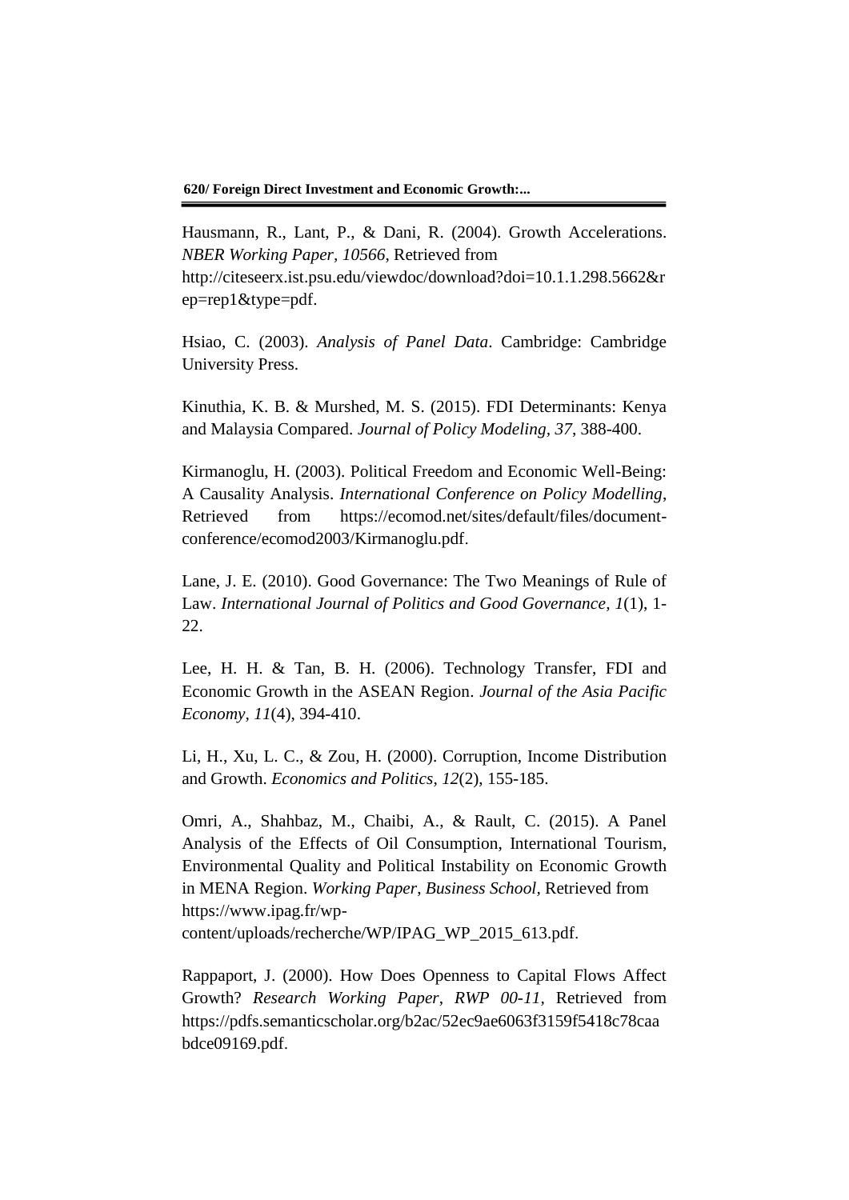Hausmann, R., Lant, P., & Dani, R. (2004). Growth Accelerations. *NBER Working Paper, 10566*, Retrieved from http://citeseerx.ist.psu.edu/viewdoc/download?doi=10.1.1.298.5662&rep=rep1&type=pdf.

Hsiao, C. (2003). *Analysis of Panel Data*. Cambridge: Cambridge University Press.

Kinuthia, K. B. & Murshed, M. S. (2015). FDI Determinants: Kenya and Malaysia Compared. *Journal of Policy Modeling, 37*, 388-400.

Kirmanoglu, H. (2003). Political Freedom and Economic Well-Being: A Causality Analysis. *International Conference on Policy Modelling*, Retrieved from https://ecomod.net/sites/default/files/document-conference/ecomod2003/Kirmanoglu.pdf.

Lane, J. E. (2010). Good Governance: The Two Meanings of Rule of Law. *International Journal of Politics and Good Governance, 1*(1), 1-22.

Lee, H. H. & Tan, B. H. (2006). Technology Transfer, FDI and Economic Growth in the ASEAN Region. *Journal of the Asia Pacific Economy, 11*(4), 394-410.

Li, H., Xu, L. C., & Zou, H. (2000). Corruption, Income Distribution and Growth. *Economics and Politics, 12*(2), 155-185.

Omri, A., Shahbaz, M., Chaibi, A., & Rault, C. (2015). A Panel Analysis of the Effects of Oil Consumption, International Tourism, Environmental Quality and Political Instability on Economic Growth in MENA Region. *Working Paper, Business School*, Retrieved from https://www.ipag.fr/wp-content/uploads/recherche/WP/IPAG_WP_2015_613.pdf.

Rappaport, J. (2000). How Does Openness to Capital Flows Affect Growth? *Research Working Paper, RWP 00-11*, Retrieved from https://pdfs.semanticscholar.org/b2ac/52ec9ae6063f3159f5418c78caabdce09169.pdf.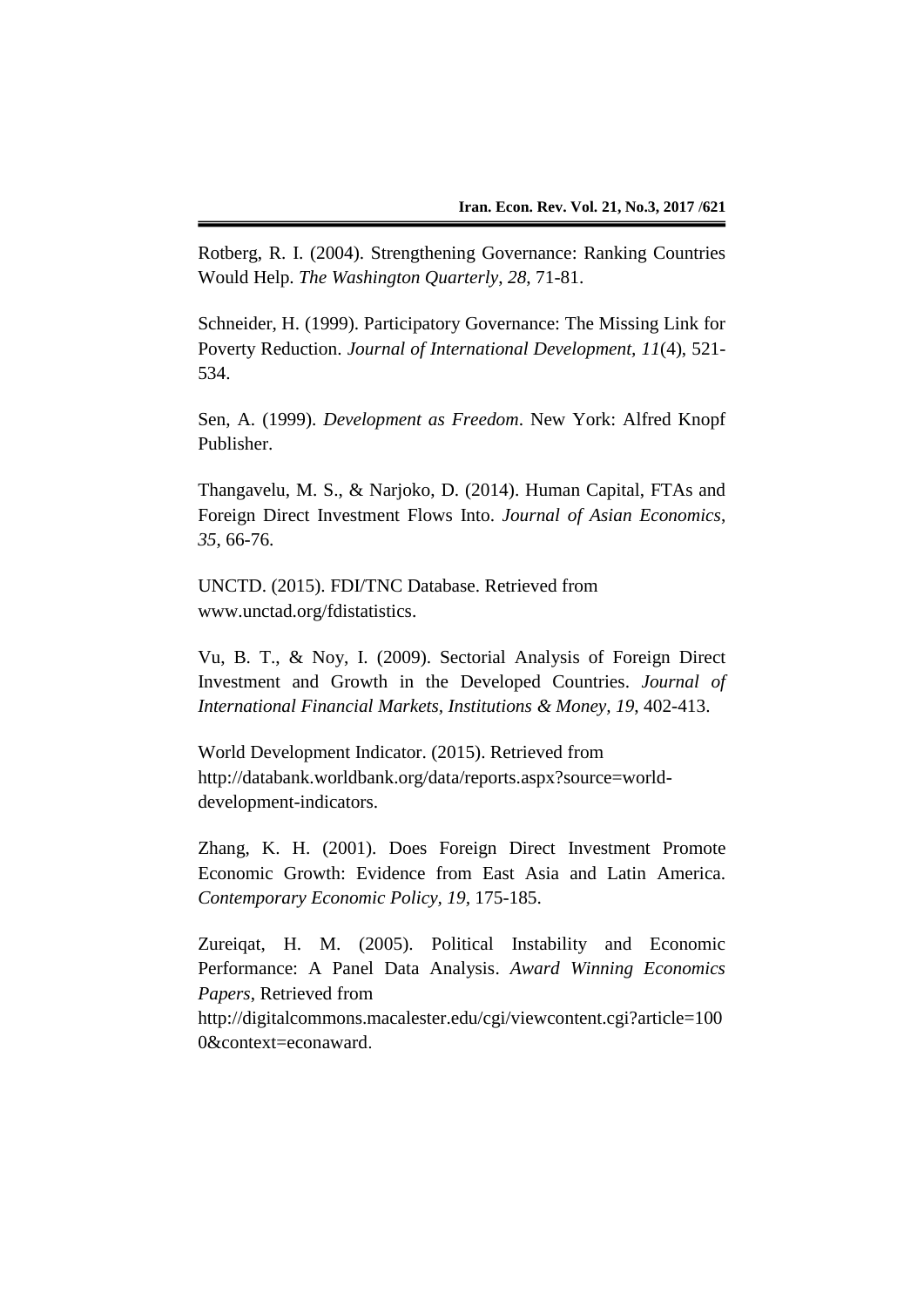Rotberg, R. I. (2004). Strengthening Governance: Ranking Countries Would Help. *The Washington Quarterly*, *28*, 71-81.

Schneider, H. (1999). Participatory Governance: The Missing Link for Poverty Reduction. *Journal of International Development*, *11*(4), 521-534.

Sen, A. (1999). *Development as Freedom*. New York: Alfred Knopf Publisher.

Thangavelu, M. S., & Narjoko, D. (2014). Human Capital, FTAs and Foreign Direct Investment Flows Into. *Journal of Asian Economics*, *35*, 66-76.

UNCTD. (2015). FDI/TNC Database. Retrieved from www.unctad.org/fdistatistics.

Vu, B. T., & Noy, I. (2009). Sectorial Analysis of Foreign Direct Investment and Growth in the Developed Countries. *Journal of International Financial Markets, Institutions & Money*, *19*, 402-413.

World Development Indicator. (2015). Retrieved from http://databank.worldbank.org/data/reports.aspx?source=world-development-indicators.

Zhang, K. H. (2001). Does Foreign Direct Investment Promote Economic Growth: Evidence from East Asia and Latin America. *Contemporary Economic Policy*, *19*, 175-185.

Zureiqat, H. M. (2005). Political Instability and Economic Performance: A Panel Data Analysis. *Award Winning Economics Papers*, Retrieved from http://digitalcommons.macalester.edu/cgi/viewcontent.cgi?article=1000&context=econaward.